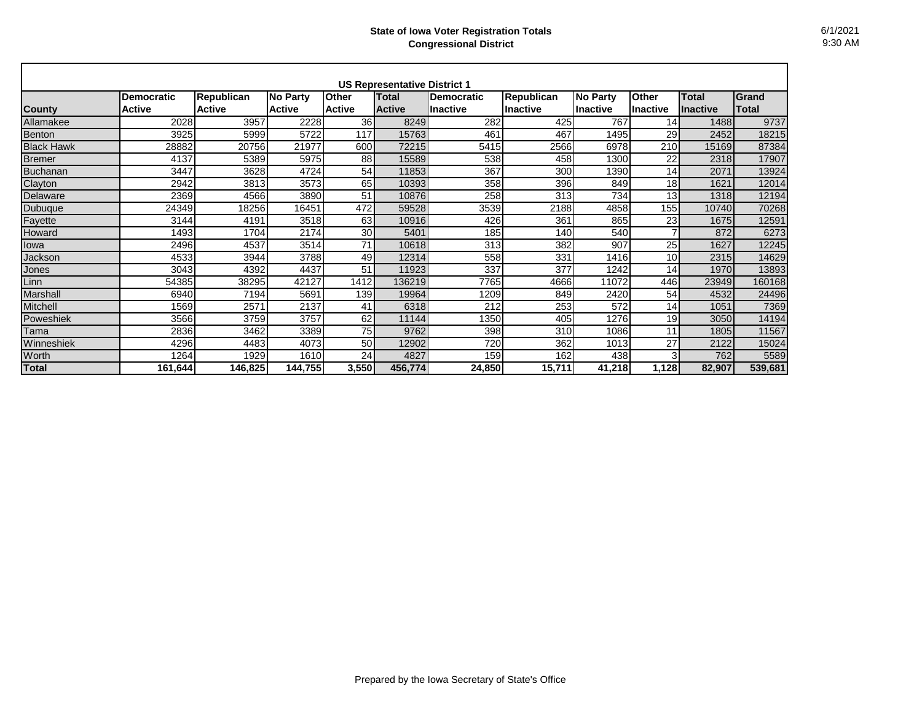# State of Iowa Voter Registration Totals
## Congressional District

6/1/2021
9:30 AM

| US Representative District 1 | | | | | | | | | | | |
|---|---|---|---|---|---|---|---|---|---|---|---|
| **County** | **Democratic Active** | **Republican Active** | **No Party Active** | **Other Active** | **Total Active** | **Democratic Inactive** | **Republican Inactive** | **No Party Inactive** | **Other Inactive** | **Total Inactive** | **Grand Total** |
| Allamakee | 2028 | 3957 | 2228 | 36 | 8249 | 282 | 425 | 767 | 14 | 1488 | 9737 |
| Benton | 3925 | 5999 | 5722 | 117 | 15763 | 461 | 467 | 1495 | 29 | 2452 | 18215 |
| Black Hawk | 28882 | 20756 | 21977 | 600 | 72215 | 5415 | 2566 | 6978 | 210 | 15169 | 87384 |
| Bremer | 4137 | 5389 | 5975 | 88 | 15589 | 538 | 458 | 1300 | 22 | 2318 | 17907 |
| Buchanan | 3447 | 3628 | 4724 | 54 | 11853 | 367 | 300 | 1390 | 14 | 2071 | 13924 |
| Clayton | 2942 | 3813 | 3573 | 65 | 10393 | 358 | 396 | 849 | 18 | 1621 | 12014 |
| Delaware | 2369 | 4566 | 3890 | 51 | 10876 | 258 | 313 | 734 | 13 | 1318 | 12194 |
| Dubuque | 24349 | 18256 | 16451 | 472 | 59528 | 3539 | 2188 | 4858 | 155 | 10740 | 70268 |
| Fayette | 3144 | 4191 | 3518 | 63 | 10916 | 426 | 361 | 865 | 23 | 1675 | 12591 |
| Howard | 1493 | 1704 | 2174 | 30 | 5401 | 185 | 140 | 540 | 7 | 872 | 6273 |
| Iowa | 2496 | 4537 | 3514 | 71 | 10618 | 313 | 382 | 907 | 25 | 1627 | 12245 |
| Jackson | 4533 | 3944 | 3788 | 49 | 12314 | 558 | 331 | 1416 | 10 | 2315 | 14629 |
| Jones | 3043 | 4392 | 4437 | 51 | 11923 | 337 | 377 | 1242 | 14 | 1970 | 13893 |
| Linn | 54385 | 38295 | 42127 | 1412 | 136219 | 7765 | 4666 | 11072 | 446 | 23949 | 160168 |
| Marshall | 6940 | 7194 | 5691 | 139 | 19964 | 1209 | 849 | 2420 | 54 | 4532 | 24496 |
| Mitchell | 1569 | 2571 | 2137 | 41 | 6318 | 212 | 253 | 572 | 14 | 1051 | 7369 |
| Poweshiek | 3566 | 3759 | 3757 | 62 | 11144 | 1350 | 405 | 1276 | 19 | 3050 | 14194 |
| Tama | 2836 | 3462 | 3389 | 75 | 9762 | 398 | 310 | 1086 | 11 | 1805 | 11567 |
| Winneshiek | 4296 | 4483 | 4073 | 50 | 12902 | 720 | 362 | 1013 | 27 | 2122 | 15024 |
| Worth | 1264 | 1929 | 1610 | 24 | 4827 | 159 | 162 | 438 | 3 | 762 | 5589 |
| **Total** | **161,644** | **146,825** | **144,755** | **3,550** | **456,774** | **24,850** | **15,711** | **41,218** | **1,128** | **82,907** | **539,681** |

Prepared by the Iowa Secretary of State's Office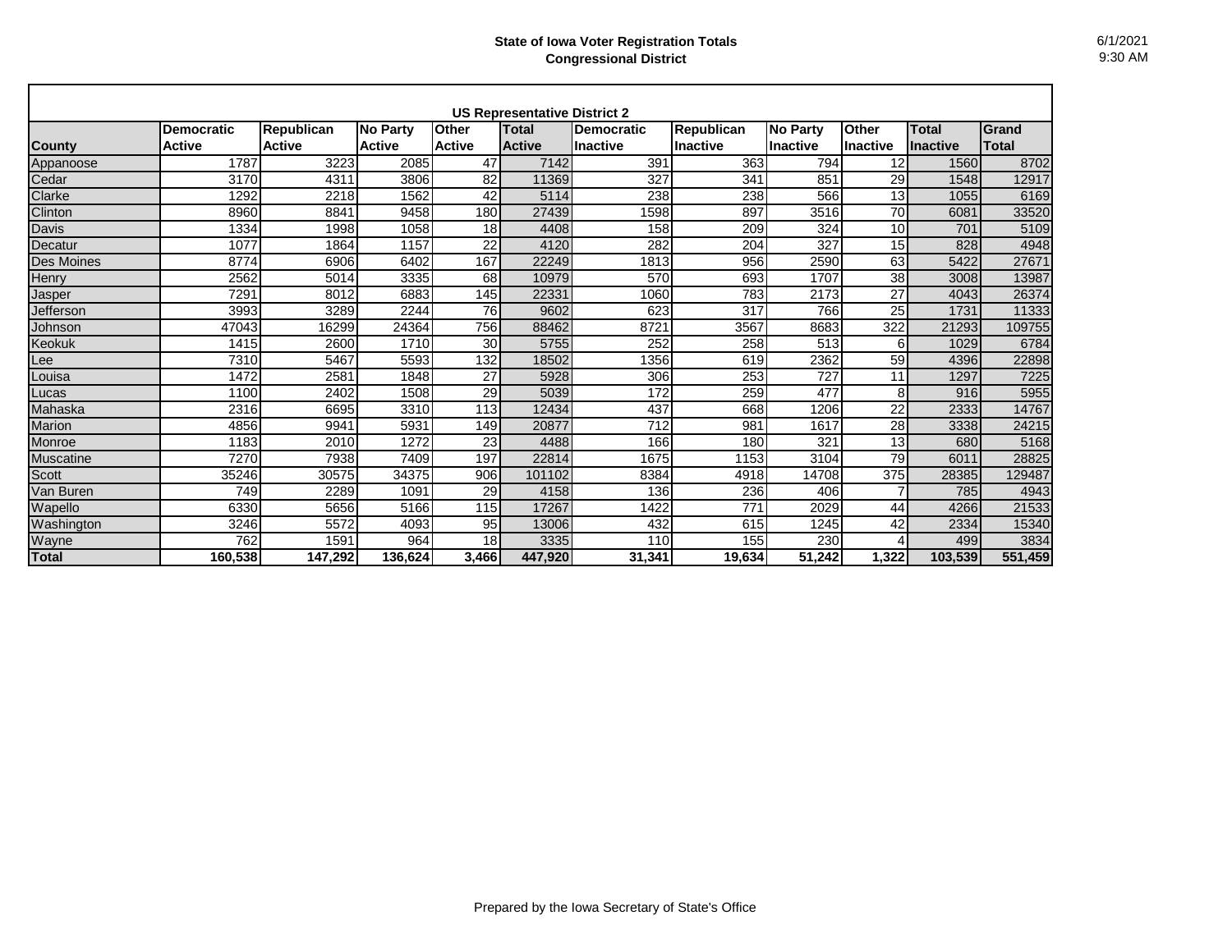**State of Iowa Voter Registration Totals**
**Congressional District**

6/1/2021
9:30 AM

| US Representative District 2 | | | | | | | | | | | |
|---|---|---|---|---|---|---|---|---|---|---|---|
| **County** | **Democratic Active** | **Republican Active** | **No Party Active** | **Other Active** | **Total Active** | **Democratic Inactive** | **Republican Inactive** | **No Party Inactive** | **Other Inactive** | **Total Inactive** | **Grand Total** |
| Appanoose | 1787 | 3223 | 2085 | 47 | 7142 | 391 | 363 | 794 | 12 | 1560 | 8702 |
| Cedar | 3170 | 4311 | 3806 | 82 | 11369 | 327 | 341 | 851 | 29 | 1548 | 12917 |
| Clarke | 1292 | 2218 | 1562 | 42 | 5114 | 238 | 238 | 566 | 13 | 1055 | 6169 |
| Clinton | 8960 | 8841 | 9458 | 180 | 27439 | 1598 | 897 | 3516 | 70 | 6081 | 33520 |
| Davis | 1334 | 1998 | 1058 | 18 | 4408 | 158 | 209 | 324 | 10 | 701 | 5109 |
| Decatur | 1077 | 1864 | 1157 | 22 | 4120 | 282 | 204 | 327 | 15 | 828 | 4948 |
| Des Moines | 8774 | 6906 | 6402 | 167 | 22249 | 1813 | 956 | 2590 | 63 | 5422 | 27671 |
| Henry | 2562 | 5014 | 3335 | 68 | 10979 | 570 | 693 | 1707 | 38 | 3008 | 13987 |
| Jasper | 7291 | 8012 | 6883 | 145 | 22331 | 1060 | 783 | 2173 | 27 | 4043 | 26374 |
| Jefferson | 3993 | 3289 | 2244 | 76 | 9602 | 623 | 317 | 766 | 25 | 1731 | 11333 |
| Johnson | 47043 | 16299 | 24364 | 756 | 88462 | 8721 | 3567 | 8683 | 322 | 21293 | 109755 |
| Keokuk | 1415 | 2600 | 1710 | 30 | 5755 | 252 | 258 | 513 | 6 | 1029 | 6784 |
| Lee | 7310 | 5467 | 5593 | 132 | 18502 | 1356 | 619 | 2362 | 59 | 4396 | 22898 |
| Louisa | 1472 | 2581 | 1848 | 27 | 5928 | 306 | 253 | 727 | 11 | 1297 | 7225 |
| Lucas | 1100 | 2402 | 1508 | 29 | 5039 | 172 | 259 | 477 | 8 | 916 | 5955 |
| Mahaska | 2316 | 6695 | 3310 | 113 | 12434 | 437 | 668 | 1206 | 22 | 2333 | 14767 |
| Marion | 4856 | 9941 | 5931 | 149 | 20877 | 712 | 981 | 1617 | 28 | 3338 | 24215 |
| Monroe | 1183 | 2010 | 1272 | 23 | 4488 | 166 | 180 | 321 | 13 | 680 | 5168 |
| Muscatine | 7270 | 7938 | 7409 | 197 | 22814 | 1675 | 1153 | 3104 | 79 | 6011 | 28825 |
| Scott | 35246 | 30575 | 34375 | 906 | 101102 | 8384 | 4918 | 14708 | 375 | 28385 | 129487 |
| Van Buren | 749 | 2289 | 1091 | 29 | 4158 | 136 | 236 | 406 | 7 | 785 | 4943 |
| Wapello | 6330 | 5656 | 5166 | 115 | 17267 | 1422 | 771 | 2029 | 44 | 4266 | 21533 |
| Washington | 3246 | 5572 | 4093 | 95 | 13006 | 432 | 615 | 1245 | 42 | 2334 | 15340 |
| Wayne | 762 | 1591 | 964 | 18 | 3335 | 110 | 155 | 230 | 4 | 499 | 3834 |
| **Total** | **160,538** | **147,292** | **136,624** | **3,466** | **447,920** | **31,341** | **19,634** | **51,242** | **1,322** | **103,539** | **551,459** |

Prepared by the Iowa Secretary of State's Office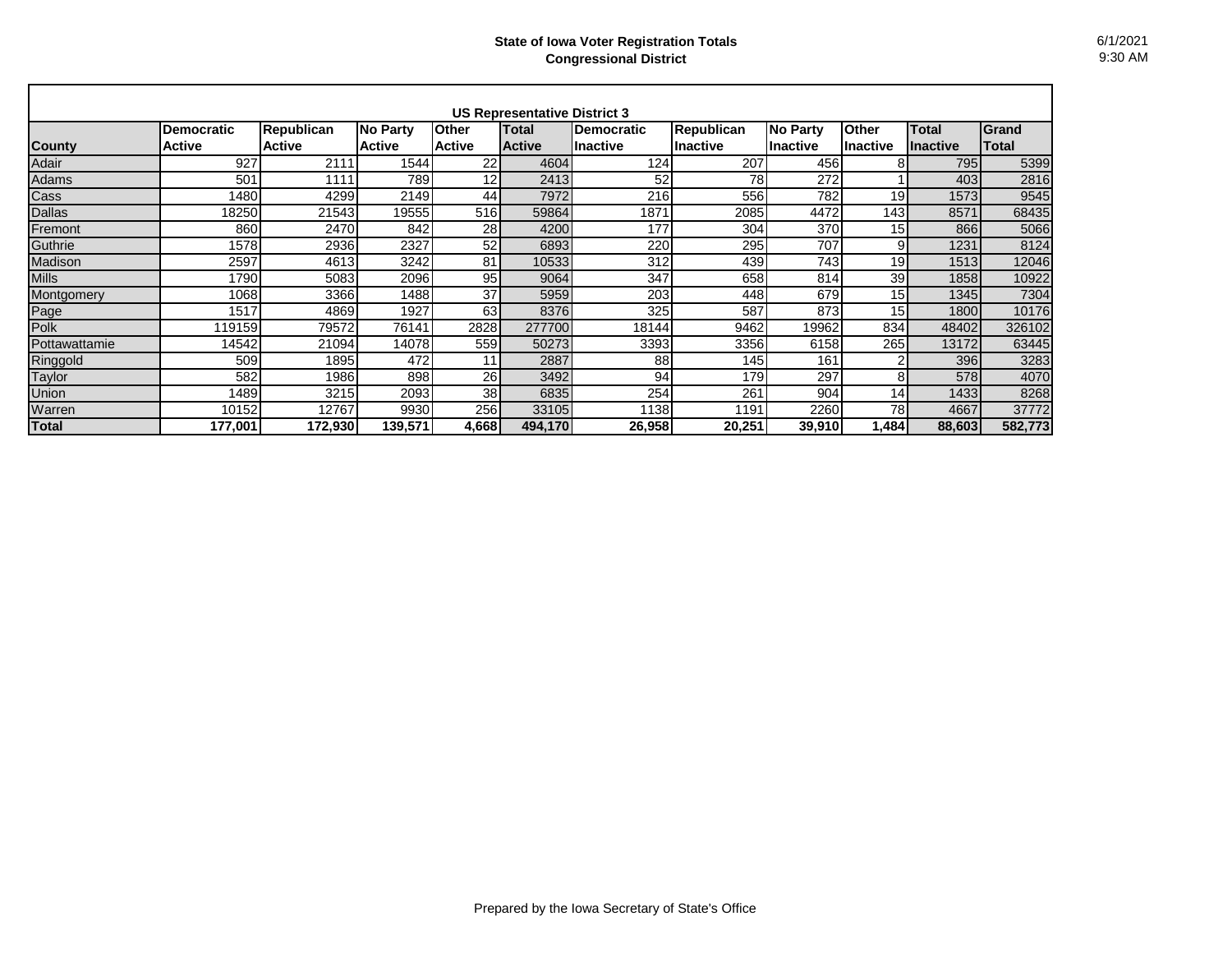**State of Iowa Voter Registration Totals**
**Congressional District**

6/1/2021
9:30 AM

| US Representative District 3 | | | | | | | | | | | |
|---|---|---|---|---|---|---|---|---|---|---|---|
| **County** | **Democratic Active** | **Republican Active** | **No Party Active** | **Other Active** | **Total Active** | **Democratic Inactive** | **Republican Inactive** | **No Party Inactive** | **Other Inactive** | **Total Inactive** | **Grand Total** |
| Adair | 927 | 2111 | 1544 | 22 | 4604 | 124 | 207 | 456 | 8 | 795 | 5399 |
| Adams | 501 | 1111 | 789 | 12 | 2413 | 52 | 78 | 272 | 1 | 403 | 2816 |
| Cass | 1480 | 4299 | 2149 | 44 | 7972 | 216 | 556 | 782 | 19 | 1573 | 9545 |
| Dallas | 18250 | 21543 | 19555 | 516 | 59864 | 1871 | 2085 | 4472 | 143 | 8571 | 68435 |
| Fremont | 860 | 2470 | 842 | 28 | 4200 | 177 | 304 | 370 | 15 | 866 | 5066 |
| Guthrie | 1578 | 2936 | 2327 | 52 | 6893 | 220 | 295 | 707 | 9 | 1231 | 8124 |
| Madison | 2597 | 4613 | 3242 | 81 | 10533 | 312 | 439 | 743 | 19 | 1513 | 12046 |
| Mills | 1790 | 5083 | 2096 | 95 | 9064 | 347 | 658 | 814 | 39 | 1858 | 10922 |
| Montgomery | 1068 | 3366 | 1488 | 37 | 5959 | 203 | 448 | 679 | 15 | 1345 | 7304 |
| Page | 1517 | 4869 | 1927 | 63 | 8376 | 325 | 587 | 873 | 15 | 1800 | 10176 |
| Polk | 119159 | 79572 | 76141 | 2828 | 277700 | 18144 | 9462 | 19962 | 834 | 48402 | 326102 |
| Pottawattamie | 14542 | 21094 | 14078 | 559 | 50273 | 3393 | 3356 | 6158 | 265 | 13172 | 63445 |
| Ringgold | 509 | 1895 | 472 | 11 | 2887 | 88 | 145 | 161 | 2 | 396 | 3283 |
| Taylor | 582 | 1986 | 898 | 26 | 3492 | 94 | 179 | 297 | 8 | 578 | 4070 |
| Union | 1489 | 3215 | 2093 | 38 | 6835 | 254 | 261 | 904 | 14 | 1433 | 8268 |
| Warren | 10152 | 12767 | 9930 | 256 | 33105 | 1138 | 1191 | 2260 | 78 | 4667 | 37772 |
| **Total** | **177,001** | **172,930** | **139,571** | **4,668** | **494,170** | **26,958** | **20,251** | **39,910** | **1,484** | **88,603** | **582,773** |

Prepared by the Iowa Secretary of State's Office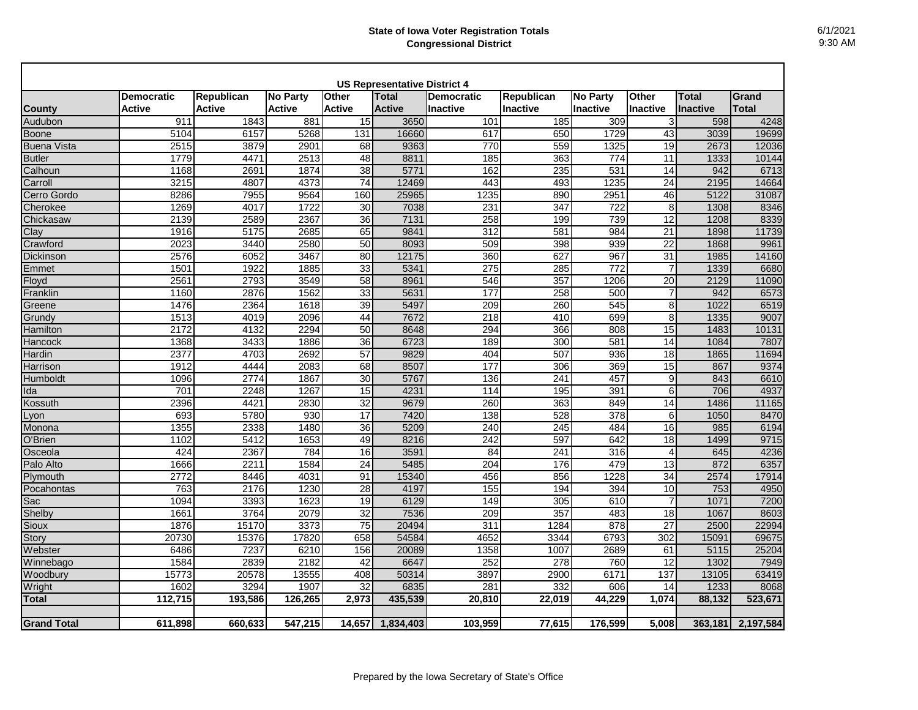## State of Iowa Voter Registration Totals
## Congressional District

6/1/2021
9:30 AM

| US Representative District 4 | | | | | | | | | | | |
|---|---|---|---|---|---|---|---|---|---|---|---|
| **County** | **Democratic Active** | **Republican Active** | **No Party Active** | **Other Active** | **Total Active** | **Democratic Inactive** | **Republican Inactive** | **No Party Inactive** | **Other Inactive** | **Total Inactive** | **Grand Total** |
| Audubon | 911 | 1843 | 881 | 15 | 3650 | 101 | 185 | 309 | 3 | 598 | 4248 |
| Boone | 5104 | 6157 | 5268 | 131 | 16660 | 617 | 650 | 1729 | 43 | 3039 | 19699 |
| Buena Vista | 2515 | 3879 | 2901 | 68 | 9363 | 770 | 559 | 1325 | 19 | 2673 | 12036 |
| Butler | 1779 | 4471 | 2513 | 48 | 8811 | 185 | 363 | 774 | 11 | 1333 | 10144 |
| Calhoun | 1168 | 2691 | 1874 | 38 | 5771 | 162 | 235 | 531 | 14 | 942 | 6713 |
| Carroll | 3215 | 4807 | 4373 | 74 | 12469 | 443 | 493 | 1235 | 24 | 2195 | 14664 |
| Cerro Gordo | 8286 | 7955 | 9564 | 160 | 25965 | 1235 | 890 | 2951 | 46 | 5122 | 31087 |
| Cherokee | 1269 | 4017 | 1722 | 30 | 7038 | 231 | 347 | 722 | 8 | 1308 | 8346 |
| Chickasaw | 2139 | 2589 | 2367 | 36 | 7131 | 258 | 199 | 739 | 12 | 1208 | 8339 |
| Clay | 1916 | 5175 | 2685 | 65 | 9841 | 312 | 581 | 984 | 21 | 1898 | 11739 |
| Crawford | 2023 | 3440 | 2580 | 50 | 8093 | 509 | 398 | 939 | 22 | 1868 | 9961 |
| Dickinson | 2576 | 6052 | 3467 | 80 | 12175 | 360 | 627 | 967 | 31 | 1985 | 14160 |
| Emmet | 1501 | 1922 | 1885 | 33 | 5341 | 275 | 285 | 772 | 7 | 1339 | 6680 |
| Floyd | 2561 | 2793 | 3549 | 58 | 8961 | 546 | 357 | 1206 | 20 | 2129 | 11090 |
| Franklin | 1160 | 2876 | 1562 | 33 | 5631 | 177 | 258 | 500 | 7 | 942 | 6573 |
| Greene | 1476 | 2364 | 1618 | 39 | 5497 | 209 | 260 | 545 | 8 | 1022 | 6519 |
| Grundy | 1513 | 4019 | 2096 | 44 | 7672 | 218 | 410 | 699 | 8 | 1335 | 9007 |
| Hamilton | 2172 | 4132 | 2294 | 50 | 8648 | 294 | 366 | 808 | 15 | 1483 | 10131 |
| Hancock | 1368 | 3433 | 1886 | 36 | 6723 | 189 | 300 | 581 | 14 | 1084 | 7807 |
| Hardin | 2377 | 4703 | 2692 | 57 | 9829 | 404 | 507 | 936 | 18 | 1865 | 11694 |
| Harrison | 1912 | 4444 | 2083 | 68 | 8507 | 177 | 306 | 369 | 15 | 867 | 9374 |
| Humboldt | 1096 | 2774 | 1867 | 30 | 5767 | 136 | 241 | 457 | 9 | 843 | 6610 |
| Ida | 701 | 2248 | 1267 | 15 | 4231 | 114 | 195 | 391 | 6 | 706 | 4937 |
| Kossuth | 2396 | 4421 | 2830 | 32 | 9679 | 260 | 363 | 849 | 14 | 1486 | 11165 |
| Lyon | 693 | 5780 | 930 | 17 | 7420 | 138 | 528 | 378 | 6 | 1050 | 8470 |
| Monona | 1355 | 2338 | 1480 | 36 | 5209 | 240 | 245 | 484 | 16 | 985 | 6194 |
| O'Brien | 1102 | 5412 | 1653 | 49 | 8216 | 242 | 597 | 642 | 18 | 1499 | 9715 |
| Osceola | 424 | 2367 | 784 | 16 | 3591 | 84 | 241 | 316 | 4 | 645 | 4236 |
| Palo Alto | 1666 | 2211 | 1584 | 24 | 5485 | 204 | 176 | 479 | 13 | 872 | 6357 |
| Plymouth | 2772 | 8446 | 4031 | 91 | 15340 | 456 | 856 | 1228 | 34 | 2574 | 17914 |
| Pocahontas | 763 | 2176 | 1230 | 28 | 4197 | 155 | 194 | 394 | 10 | 753 | 4950 |
| Sac | 1094 | 3393 | 1623 | 19 | 6129 | 149 | 305 | 610 | 7 | 1071 | 7200 |
| Shelby | 1661 | 3764 | 2079 | 32 | 7536 | 209 | 357 | 483 | 18 | 1067 | 8603 |
| Sioux | 1876 | 15170 | 3373 | 75 | 20494 | 311 | 1284 | 878 | 27 | 2500 | 22994 |
| Story | 20730 | 15376 | 17820 | 658 | 54584 | 4652 | 3344 | 6793 | 302 | 15091 | 69675 |
| Webster | 6486 | 7237 | 6210 | 156 | 20089 | 1358 | 1007 | 2689 | 61 | 5115 | 25204 |
| Winnebago | 1584 | 2839 | 2182 | 42 | 6647 | 252 | 278 | 760 | 12 | 1302 | 7949 |
| Woodbury | 15773 | 20578 | 13555 | 408 | 50314 | 3897 | 2900 | 6171 | 137 | 13105 | 63419 |
| Wright | 1602 | 3294 | 1907 | 32 | 6835 | 281 | 332 | 606 | 14 | 1233 | 8068 |
| **Total** | **112,715** | **193,586** | **126,265** | **2,973** | **435,539** | **20,810** | **22,019** | **44,229** | **1,074** | **88,132** | **523,671** |
| | | | | | | | | | | | |
| **Grand Total** | **611,898** | **660,633** | **547,215** | **14,657** | **1,834,403** | **103,959** | **77,615** | **176,599** | **5,008** | **363,181** | **2,197,584** |

Prepared by the Iowa Secretary of State's Office